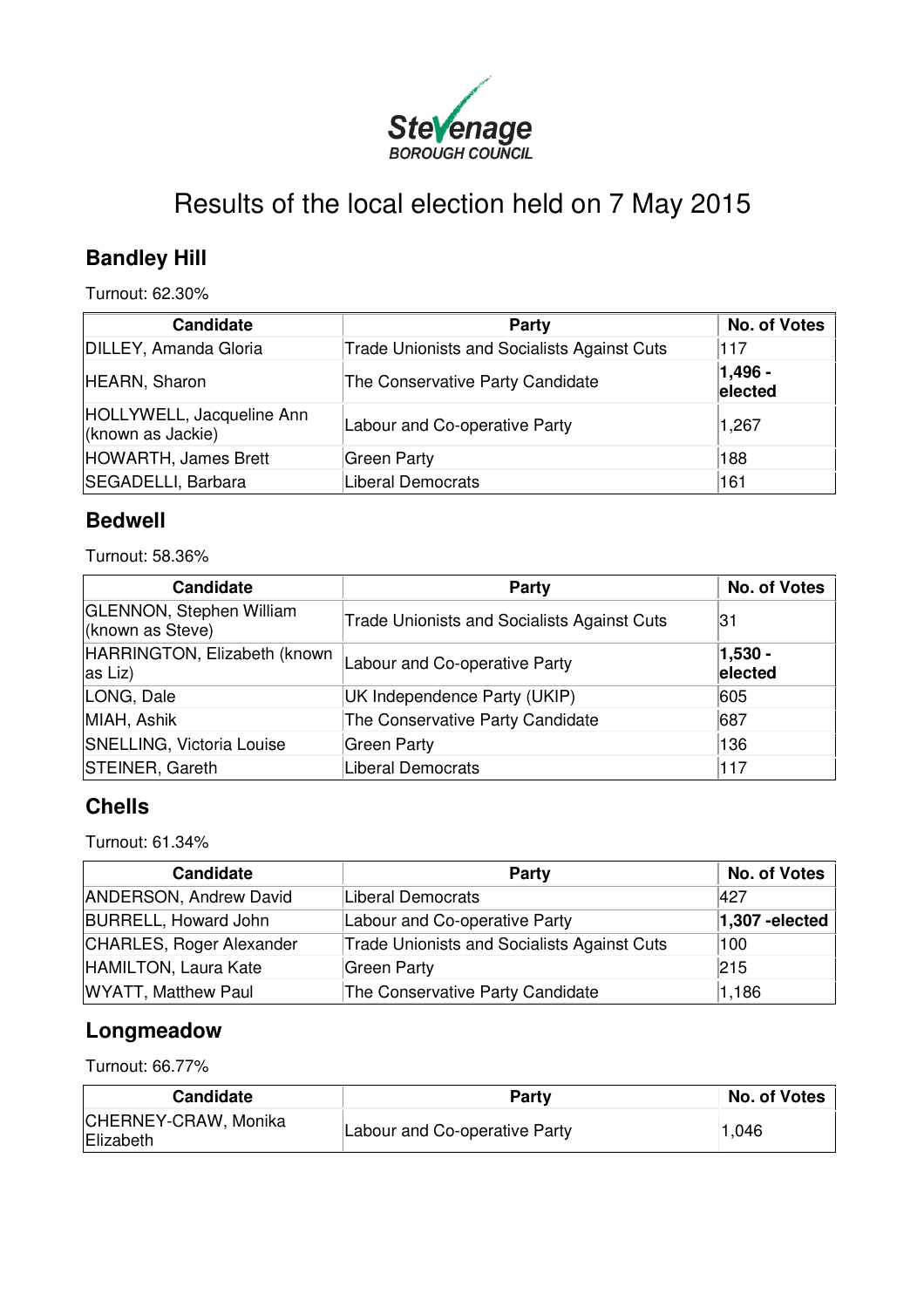# Results of the local election held on 7 May 2015

## Bandley Hill

Turnout: 62.30%

| Candidate | Party | No. of Votes |
|---|---|---|
| DILLEY, Amanda Gloria | Trade Unionists and Socialists Against Cuts | 117 |
| HEARN, Sharon | The Conservative Party Candidate | **1,496 - elected** |
| HOLLYWELL, Jacqueline Ann (known as Jackie) | Labour and Co-operative Party | 1,267 |
| HOWARTH, James Brett | Green Party | 188 |
| SEGADELLI, Barbara | Liberal Democrats | 161 |

## Bedwell

Turnout: 58.36%

| Candidate | Party | No. of Votes |
|---|---|---|
| GLENNON, Stephen William (known as Steve) | Trade Unionists and Socialists Against Cuts | 31 |
| HARRINGTON, Elizabeth (known as Liz) | Labour and Co-operative Party | **1,530 - elected** |
| LONG, Dale | UK Independence Party (UKIP) | 605 |
| MIAH, Ashik | The Conservative Party Candidate | 687 |
| SNELLING, Victoria Louise | Green Party | 136 |
| STEINER, Gareth | Liberal Democrats | 117 |

## Chells

Turnout: 61.34%

| Candidate | Party | No. of Votes |
|---|---|---|
| ANDERSON, Andrew David | Liberal Democrats | 427 |
| BURRELL, Howard John | Labour and Co-operative Party | **1,307 -elected** |
| CHARLES, Roger Alexander | Trade Unionists and Socialists Against Cuts | 100 |
| HAMILTON, Laura Kate | Green Party | 215 |
| WYATT, Matthew Paul | The Conservative Party Candidate | 1,186 |

## Longmeadow

Turnout: 66.77%

| Candidate | Party | No. of Votes |
|---|---|---|
| CHERNEY-CRAW, Monika Elizabeth | Labour and Co-operative Party | 1,046 |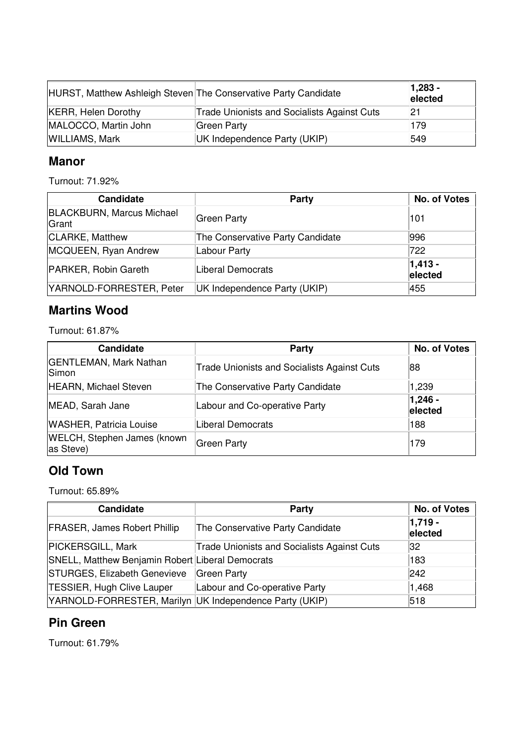| | | |
|---|---|---|
| HURST, Matthew Ashleigh Steven | The Conservative Party Candidate | **1,283 - elected** |
| KERR, Helen Dorothy | Trade Unionists and Socialists Against Cuts | 21 |
| MALOCCO, Martin John | Green Party | 179 |
| WILLIAMS, Mark | UK Independence Party (UKIP) | 549 |

## Manor

Turnout: 71.92%

| Candidate | Party | No. of Votes |
|---|---|---|
| BLACKBURN, Marcus Michael Grant | Green Party | 101 |
| CLARKE, Matthew | The Conservative Party Candidate | 996 |
| MCQUEEN, Ryan Andrew | Labour Party | 722 |
| PARKER, Robin Gareth | Liberal Democrats | **1,413 - elected** |
| YARNOLD-FORRESTER, Peter | UK Independence Party (UKIP) | 455 |

## Martins Wood

Turnout: 61.87%

| Candidate | Party | No. of Votes |
|---|---|---|
| GENTLEMAN, Mark Nathan Simon | Trade Unionists and Socialists Against Cuts | 88 |
| HEARN, Michael Steven | The Conservative Party Candidate | 1,239 |
| MEAD, Sarah Jane | Labour and Co-operative Party | **1,246 - elected** |
| WASHER, Patricia Louise | Liberal Democrats | 188 |
| WELCH, Stephen James (known as Steve) | Green Party | 179 |

## Old Town

Turnout: 65.89%

| Candidate | Party | No. of Votes |
|---|---|---|
| FRASER, James Robert Phillip | The Conservative Party Candidate | **1,719 - elected** |
| PICKERSGILL, Mark | Trade Unionists and Socialists Against Cuts | 32 |
| SNELL, Matthew Benjamin Robert | Liberal Democrats | 183 |
| STURGES, Elizabeth Genevieve | Green Party | 242 |
| TESSIER, Hugh Clive Lauper | Labour and Co-operative Party | 1,468 |
| YARNOLD-FORRESTER, Marilyn | UK Independence Party (UKIP) | 518 |

## Pin Green

Turnout: 61.79%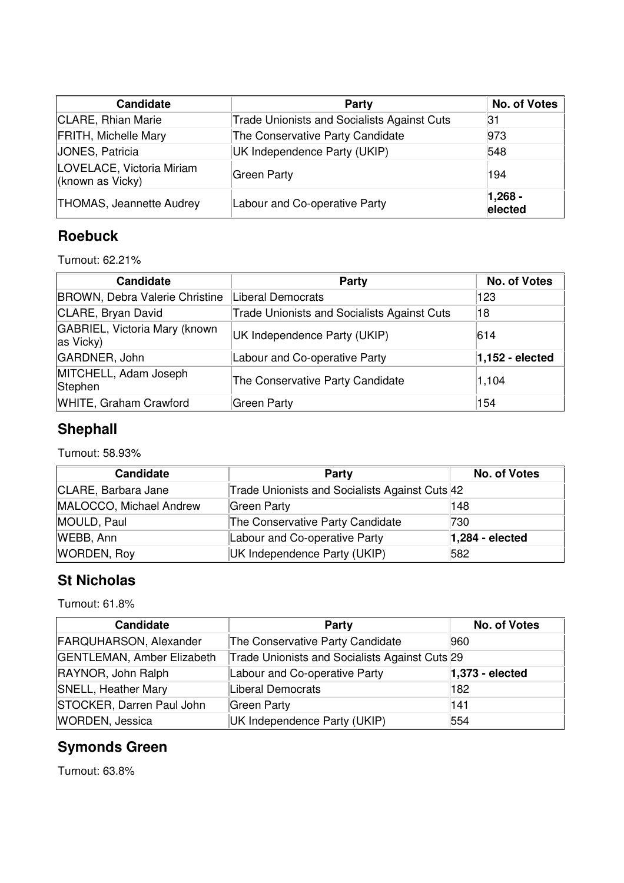| Candidate | Party | No. of Votes |
| --- | --- | --- |
| CLARE, Rhian Marie | Trade Unionists and Socialists Against Cuts | 31 |
| FRITH, Michelle Mary | The Conservative Party Candidate | 973 |
| JONES, Patricia | UK Independence Party (UKIP) | 548 |
| LOVELACE, Victoria Miriam (known as Vicky) | Green Party | 194 |
| THOMAS, Jeannette Audrey | Labour and Co-operative Party | **1,268 - elected** |

## Roebuck

Turnout: 62.21%

| Candidate | Party | No. of Votes |
| --- | --- | --- |
| BROWN, Debra Valerie Christine | Liberal Democrats | 123 |
| CLARE, Bryan David | Trade Unionists and Socialists Against Cuts | 18 |
| GABRIEL, Victoria Mary (known as Vicky) | UK Independence Party (UKIP) | 614 |
| GARDNER, John | Labour and Co-operative Party | **1,152 - elected** |
| MITCHELL, Adam Joseph Stephen | The Conservative Party Candidate | 1,104 |
| WHITE, Graham Crawford | Green Party | 154 |

## Shephall

Turnout: 58.93%

| Candidate | Party | No. of Votes |
| --- | --- | --- |
| CLARE, Barbara Jane | Trade Unionists and Socialists Against Cuts | 42 |
| MALOCCO, Michael Andrew | Green Party | 148 |
| MOULD, Paul | The Conservative Party Candidate | 730 |
| WEBB, Ann | Labour and Co-operative Party | **1,284 - elected** |
| WORDEN, Roy | UK Independence Party (UKIP) | 582 |

## St Nicholas

Turnout: 61.8%

| Candidate | Party | No. of Votes |
| --- | --- | --- |
| FARQUHARSON, Alexander | The Conservative Party Candidate | 960 |
| GENTLEMAN, Amber Elizabeth | Trade Unionists and Socialists Against Cuts | 29 |
| RAYNOR, John Ralph | Labour and Co-operative Party | **1,373 - elected** |
| SNELL, Heather Mary | Liberal Democrats | 182 |
| STOCKER, Darren Paul John | Green Party | 141 |
| WORDEN, Jessica | UK Independence Party (UKIP) | 554 |

## Symonds Green

Turnout: 63.8%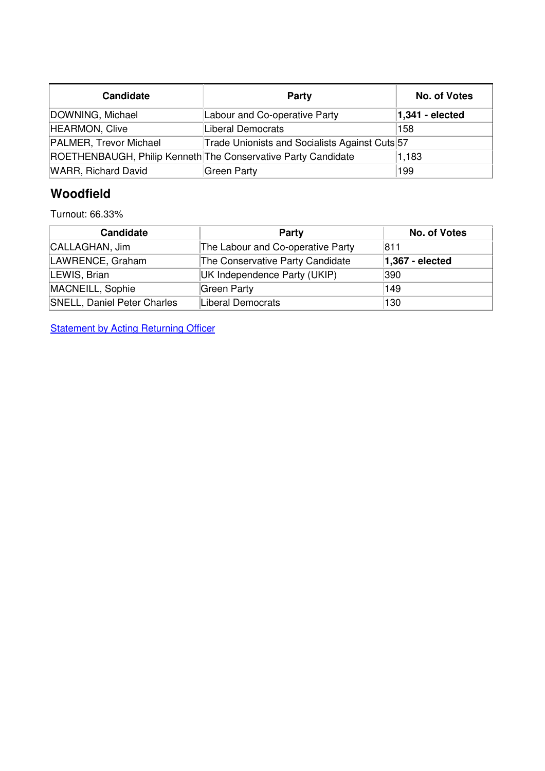| Candidate | Party | No. of Votes |
|---|---|---|
| DOWNING, Michael | Labour and Co-operative Party | **1,341 - elected** |
| HEARMON, Clive | Liberal Democrats | 158 |
| PALMER, Trevor Michael | Trade Unionists and Socialists Against Cuts | 57 |
| ROETHENBAUGH, Philip Kenneth | The Conservative Party Candidate | 1,183 |
| WARR, Richard David | Green Party | 199 |

## Woodfield

Turnout: 66.33%

| Candidate | Party | No. of Votes |
|---|---|---|
| CALLAGHAN, Jim | The Labour and Co-operative Party | 811 |
| LAWRENCE, Graham | The Conservative Party Candidate | **1,367 - elected** |
| LEWIS, Brian | UK Independence Party (UKIP) | 390 |
| MACNEILL, Sophie | Green Party | 149 |
| SNELL, Daniel Peter Charles | Liberal Democrats | 130 |

Statement by Acting Returning Officer